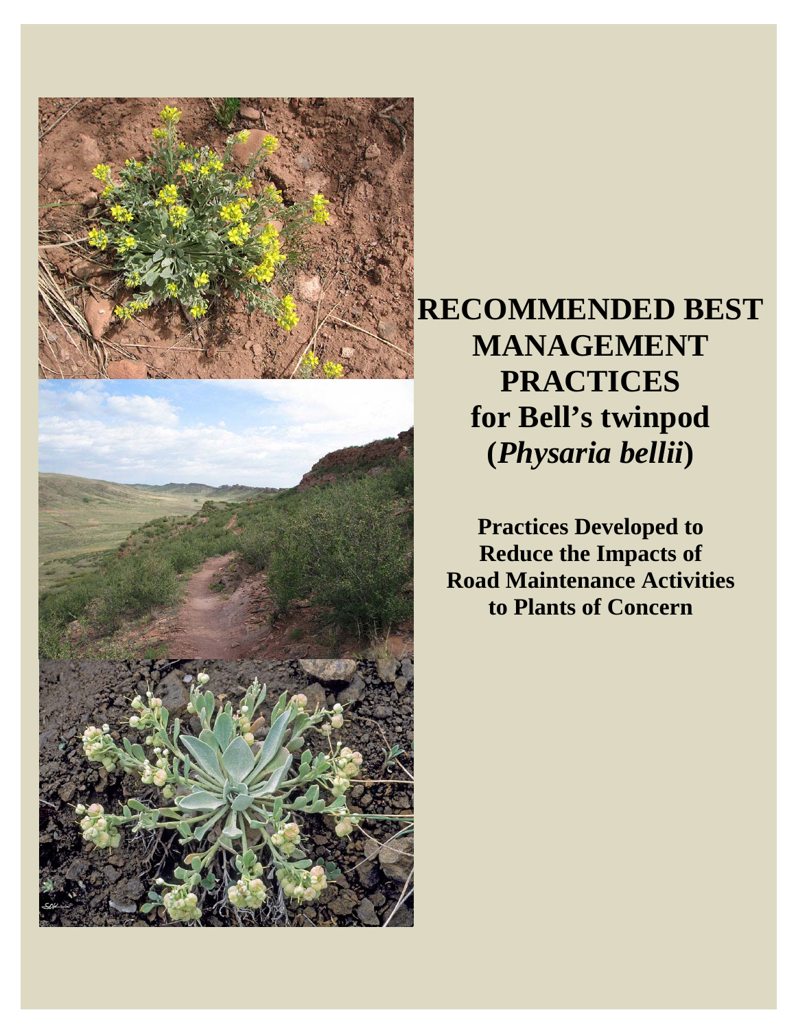# RECOMMENDED BEST MANAGEMENT PRACTICES for Bell's twinpod (*Physaria bellii*)

**Practices Developed to Reduce the Impacts of Road Maintenance Activities to Plants of Concern**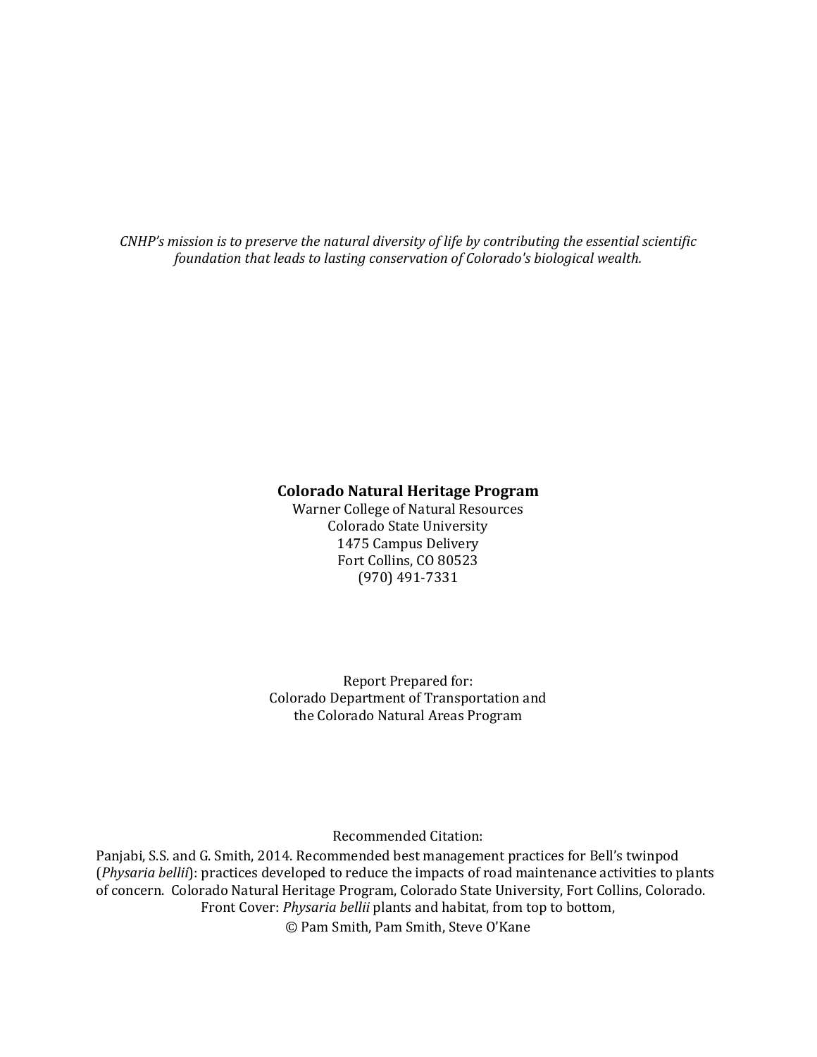*CNHP's mission is to preserve the natural diversity of life by contributing the essential scientific foundation that leads to lasting conservation of Colorado's biological wealth.*

**Colorado Natural Heritage Program**
Warner College of Natural Resources
Colorado State University
1475 Campus Delivery
Fort Collins, CO 80523
(970) 491-7331

Report Prepared for:
Colorado Department of Transportation and
the Colorado Natural Areas Program

Recommended Citation:
Panjabi, S.S. and G. Smith, 2014. Recommended best management practices for Bell's twinpod (*Physaria bellii*): practices developed to reduce the impacts of road maintenance activities to plants of concern. Colorado Natural Heritage Program, Colorado State University, Fort Collins, Colorado.
Front Cover: *Physaria bellii* plants and habitat, from top to bottom,
© Pam Smith, Pam Smith, Steve O'Kane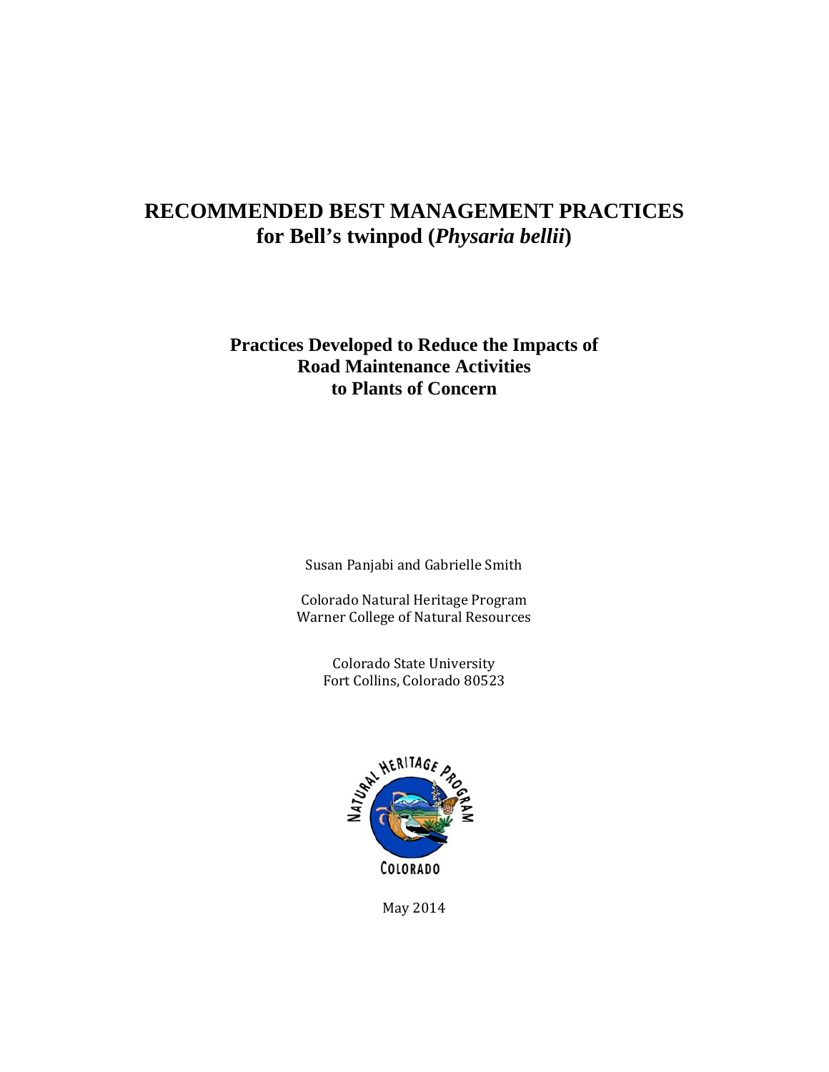# RECOMMENDED BEST MANAGEMENT PRACTICES for Bell's twinpod (*Physaria bellii*)

## Practices Developed to Reduce the Impacts of Road Maintenance Activities to Plants of Concern

Susan Panjabi and Gabrielle Smith

Colorado Natural Heritage Program
Warner College of Natural Resources

Colorado State University
Fort Collins, Colorado 80523

May 2014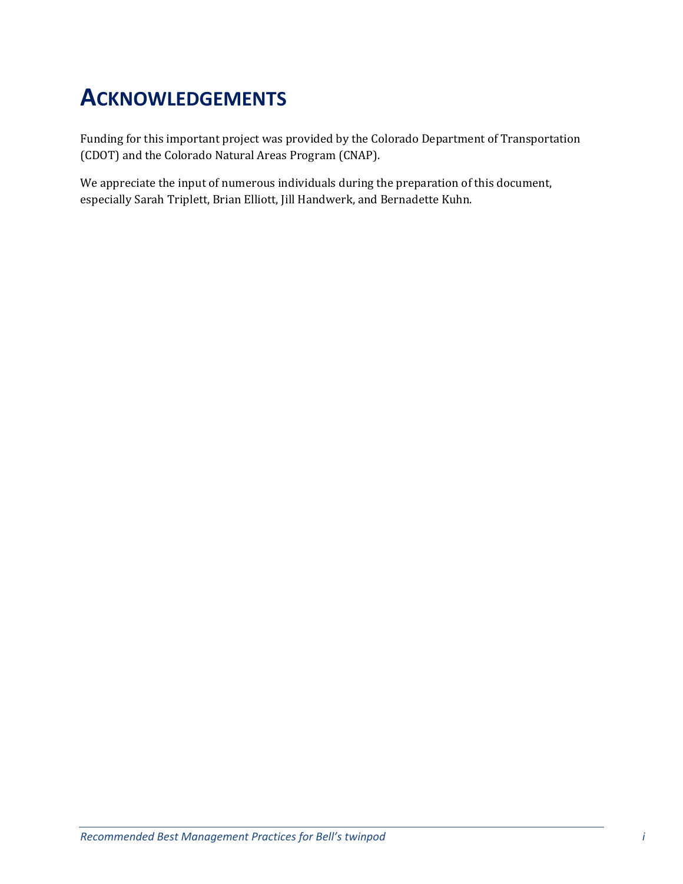# Acknowledgements

Funding for this important project was provided by the Colorado Department of Transportation (CDOT) and the Colorado Natural Areas Program (CNAP).

We appreciate the input of numerous individuals during the preparation of this document, especially Sarah Triplett, Brian Elliott, Jill Handwerk, and Bernadette Kuhn.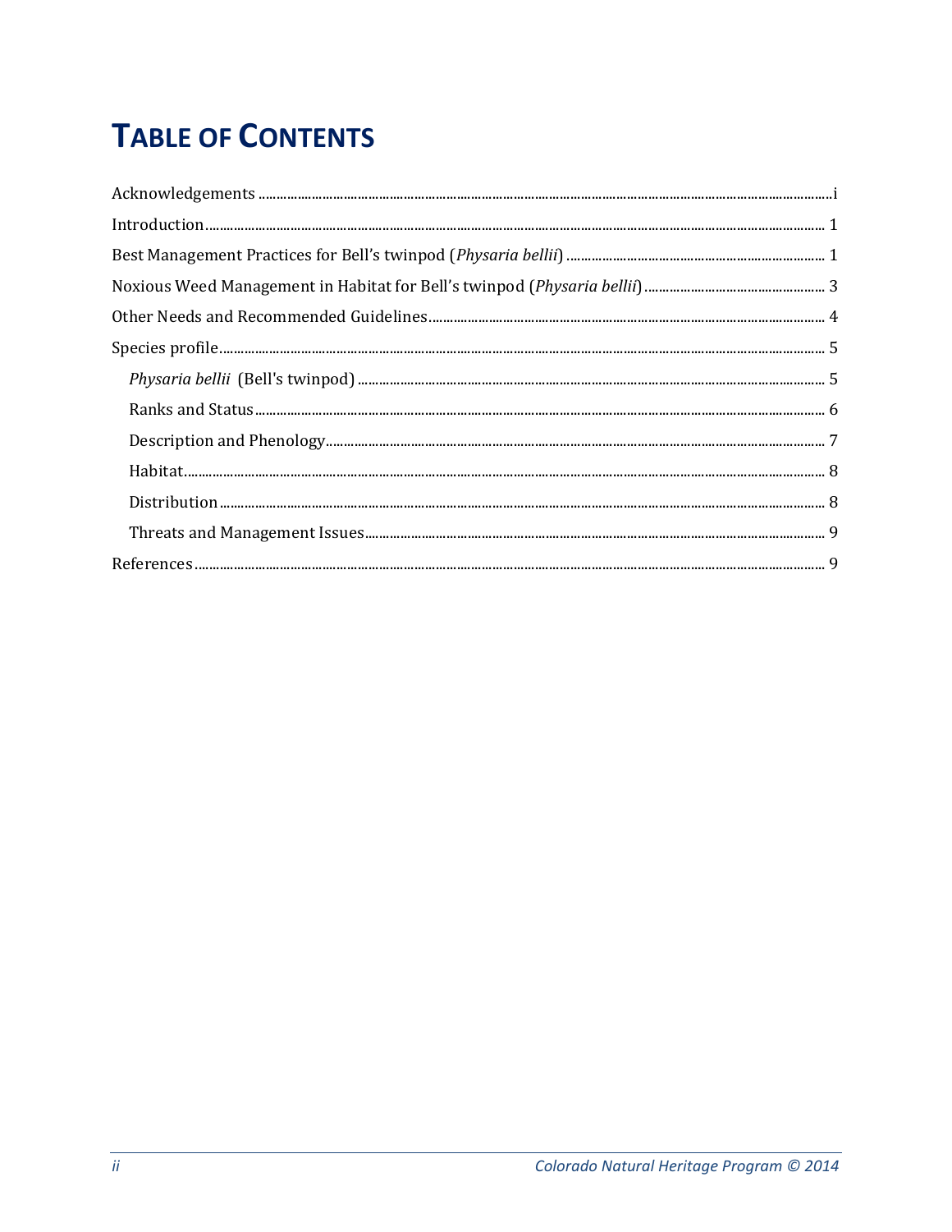# TABLE OF CONTENTS

Acknowledgements ..... i

Introduction ..... 1

Best Management Practices for Bell's twinpod (*Physaria bellii*) ..... 1

Noxious Weed Management in Habitat for Bell's twinpod (*Physaria bellii*) ..... 3

Other Needs and Recommended Guidelines ..... 4

Species profile ..... 5

- *Physaria bellii* (Bell's twinpod) ..... 5
- Ranks and Status ..... 6
- Description and Phenology ..... 7
- Habitat ..... 8
- Distribution ..... 8
- Threats and Management Issues ..... 9

References ..... 9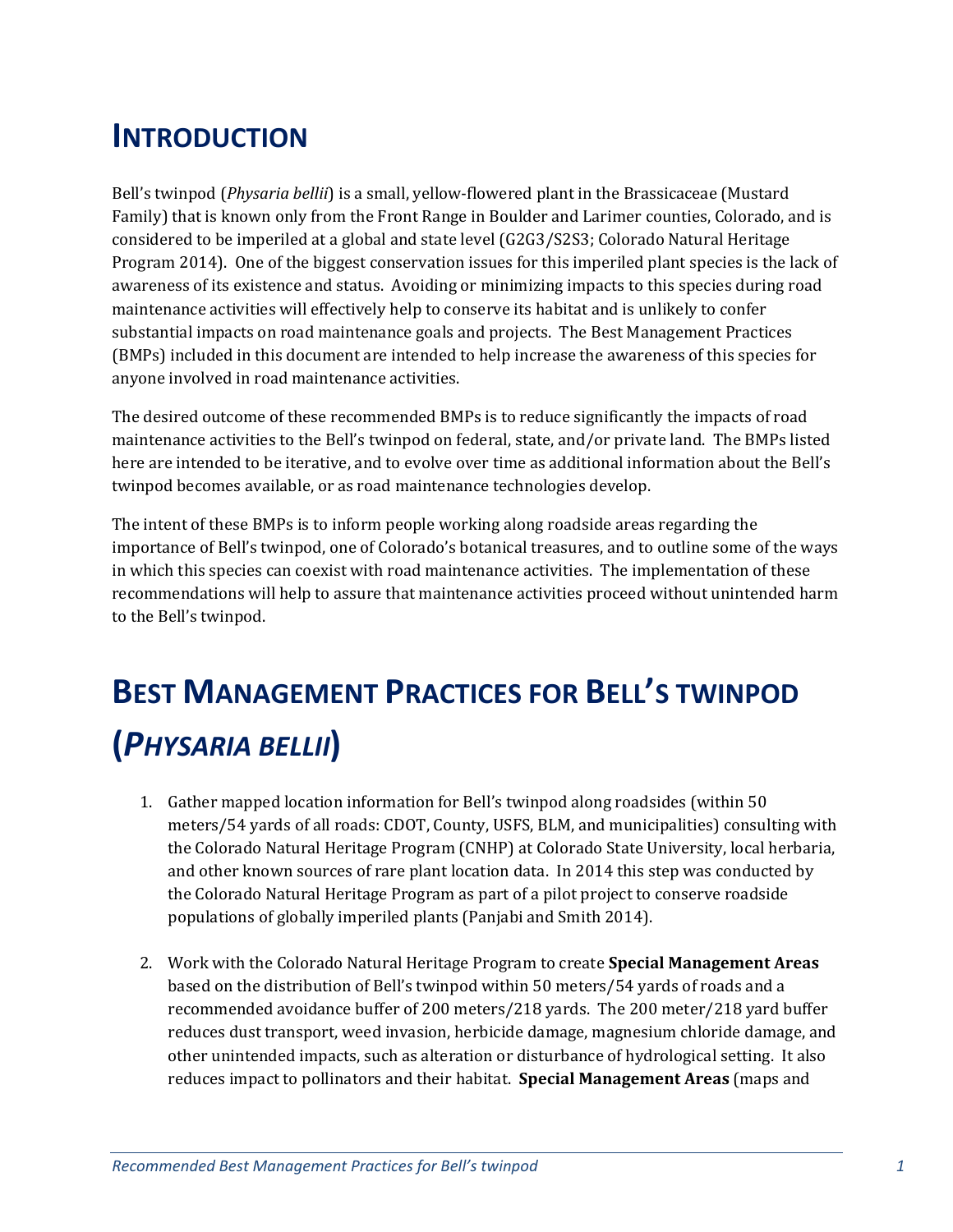# INTRODUCTION

Bell's twinpod (*Physaria bellii*) is a small, yellow-flowered plant in the Brassicaceae (Mustard Family) that is known only from the Front Range in Boulder and Larimer counties, Colorado, and is considered to be imperiled at a global and state level (G2G3/S2S3; Colorado Natural Heritage Program 2014). One of the biggest conservation issues for this imperiled plant species is the lack of awareness of its existence and status. Avoiding or minimizing impacts to this species during road maintenance activities will effectively help to conserve its habitat and is unlikely to confer substantial impacts on road maintenance goals and projects. The Best Management Practices (BMPs) included in this document are intended to help increase the awareness of this species for anyone involved in road maintenance activities.

The desired outcome of these recommended BMPs is to reduce significantly the impacts of road maintenance activities to the Bell's twinpod on federal, state, and/or private land. The BMPs listed here are intended to be iterative, and to evolve over time as additional information about the Bell's twinpod becomes available, or as road maintenance technologies develop.

The intent of these BMPs is to inform people working along roadside areas regarding the importance of Bell's twinpod, one of Colorado's botanical treasures, and to outline some of the ways in which this species can coexist with road maintenance activities. The implementation of these recommendations will help to assure that maintenance activities proceed without unintended harm to the Bell's twinpod.

# BEST MANAGEMENT PRACTICES FOR BELL'S TWINPOD (*PHYSARIA BELLII*)

1. Gather mapped location information for Bell's twinpod along roadsides (within 50 meters/54 yards of all roads: CDOT, County, USFS, BLM, and municipalities) consulting with the Colorado Natural Heritage Program (CNHP) at Colorado State University, local herbaria, and other known sources of rare plant location data. In 2014 this step was conducted by the Colorado Natural Heritage Program as part of a pilot project to conserve roadside populations of globally imperiled plants (Panjabi and Smith 2014).

2. Work with the Colorado Natural Heritage Program to create **Special Management Areas** based on the distribution of Bell's twinpod within 50 meters/54 yards of roads and a recommended avoidance buffer of 200 meters/218 yards. The 200 meter/218 yard buffer reduces dust transport, weed invasion, herbicide damage, magnesium chloride damage, and other unintended impacts, such as alteration or disturbance of hydrological setting. It also reduces impact to pollinators and their habitat. **Special Management Areas** (maps and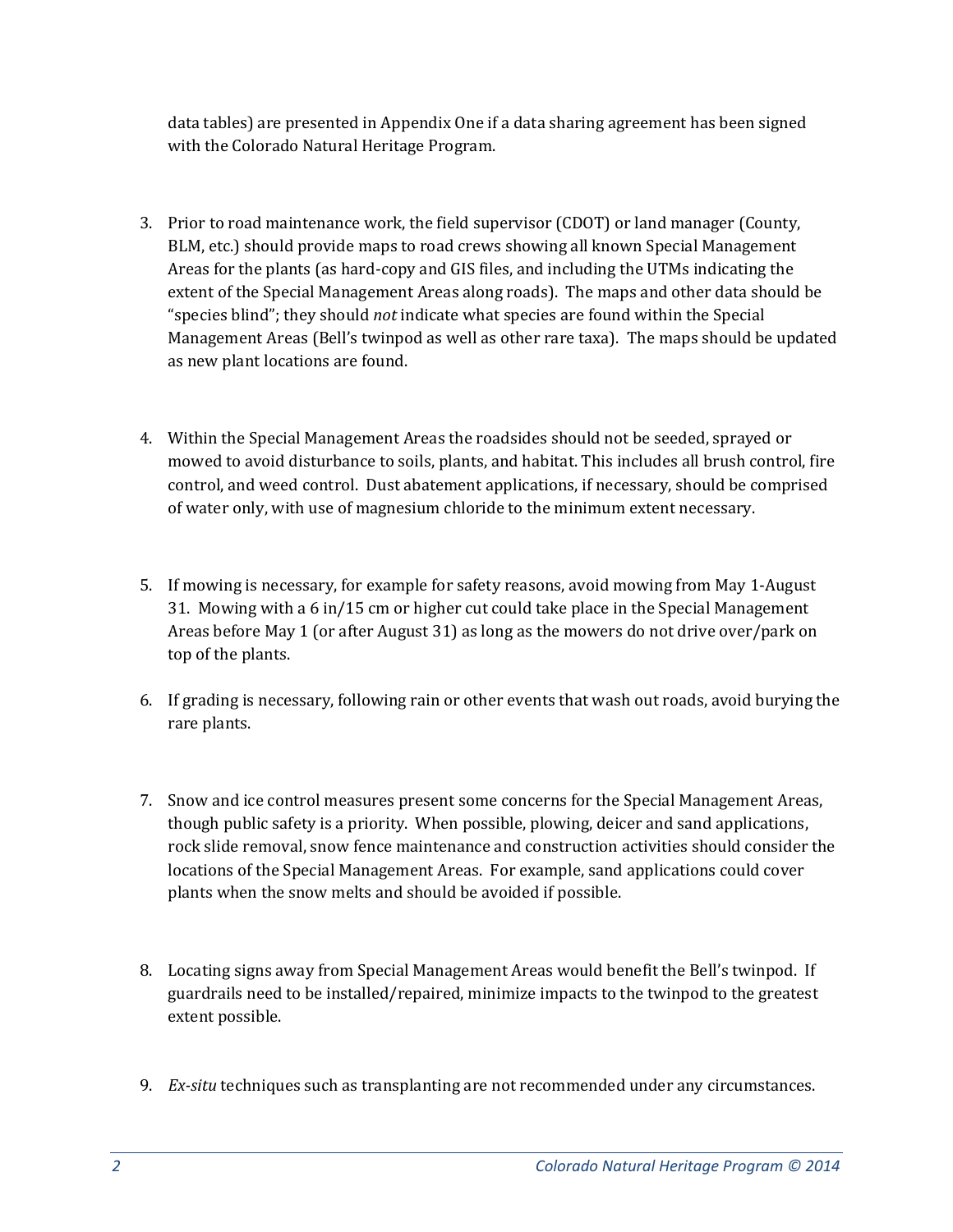data tables) are presented in Appendix One if a data sharing agreement has been signed with the Colorado Natural Heritage Program.

3. Prior to road maintenance work, the field supervisor (CDOT) or land manager (County, BLM, etc.) should provide maps to road crews showing all known Special Management Areas for the plants (as hard-copy and GIS files, and including the UTMs indicating the extent of the Special Management Areas along roads). The maps and other data should be "species blind"; they should *not* indicate what species are found within the Special Management Areas (Bell's twinpod as well as other rare taxa). The maps should be updated as new plant locations are found.

4. Within the Special Management Areas the roadsides should not be seeded, sprayed or mowed to avoid disturbance to soils, plants, and habitat. This includes all brush control, fire control, and weed control. Dust abatement applications, if necessary, should be comprised of water only, with use of magnesium chloride to the minimum extent necessary.

5. If mowing is necessary, for example for safety reasons, avoid mowing from May 1-August 31. Mowing with a 6 in/15 cm or higher cut could take place in the Special Management Areas before May 1 (or after August 31) as long as the mowers do not drive over/park on top of the plants.

6. If grading is necessary, following rain or other events that wash out roads, avoid burying the rare plants.

7. Snow and ice control measures present some concerns for the Special Management Areas, though public safety is a priority. When possible, plowing, deicer and sand applications, rock slide removal, snow fence maintenance and construction activities should consider the locations of the Special Management Areas. For example, sand applications could cover plants when the snow melts and should be avoided if possible.

8. Locating signs away from Special Management Areas would benefit the Bell's twinpod. If guardrails need to be installed/repaired, minimize impacts to the twinpod to the greatest extent possible.

9. *Ex-situ* techniques such as transplanting are not recommended under any circumstances.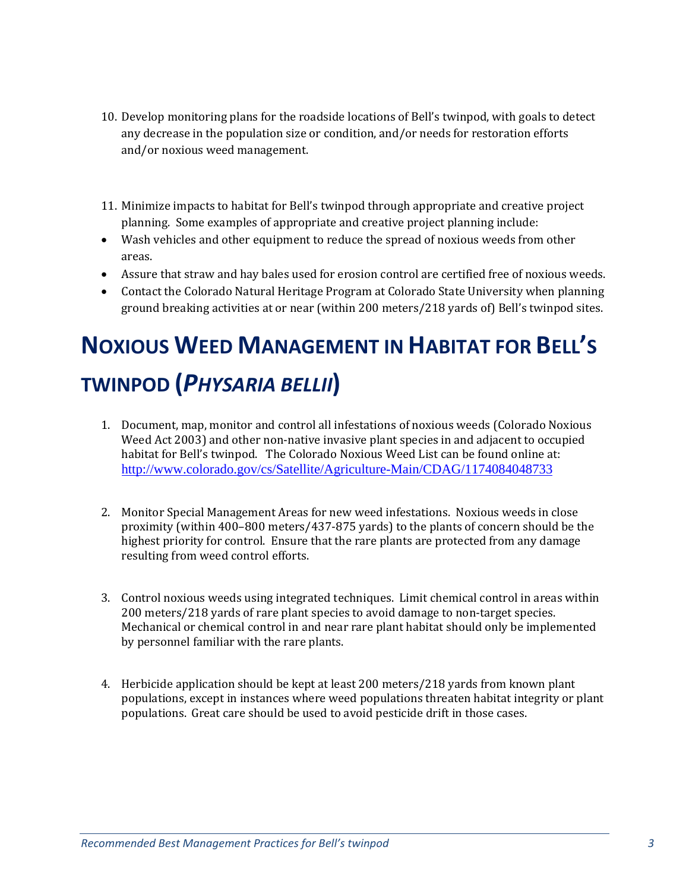10. Develop monitoring plans for the roadside locations of Bell's twinpod, with goals to detect any decrease in the population size or condition, and/or needs for restoration efforts and/or noxious weed management.

11. Minimize impacts to habitat for Bell's twinpod through appropriate and creative project planning. Some examples of appropriate and creative project planning include:

- Wash vehicles and other equipment to reduce the spread of noxious weeds from other areas.
- Assure that straw and hay bales used for erosion control are certified free of noxious weeds.
- Contact the Colorado Natural Heritage Program at Colorado State University when planning ground breaking activities at or near (within 200 meters/218 yards of) Bell's twinpod sites.

# Noxious Weed Management in Habitat for Bell's twinpod (*Physaria bellii*)

1. Document, map, monitor and control all infestations of noxious weeds (Colorado Noxious Weed Act 2003) and other non-native invasive plant species in and adjacent to occupied habitat for Bell's twinpod. The Colorado Noxious Weed List can be found online at: http://www.colorado.gov/cs/Satellite/Agriculture-Main/CDAG/1174084048733

2. Monitor Special Management Areas for new weed infestations. Noxious weeds in close proximity (within 400–800 meters/437-875 yards) to the plants of concern should be the highest priority for control. Ensure that the rare plants are protected from any damage resulting from weed control efforts.

3. Control noxious weeds using integrated techniques. Limit chemical control in areas within 200 meters/218 yards of rare plant species to avoid damage to non-target species. Mechanical or chemical control in and near rare plant habitat should only be implemented by personnel familiar with the rare plants.

4. Herbicide application should be kept at least 200 meters/218 yards from known plant populations, except in instances where weed populations threaten habitat integrity or plant populations. Great care should be used to avoid pesticide drift in those cases.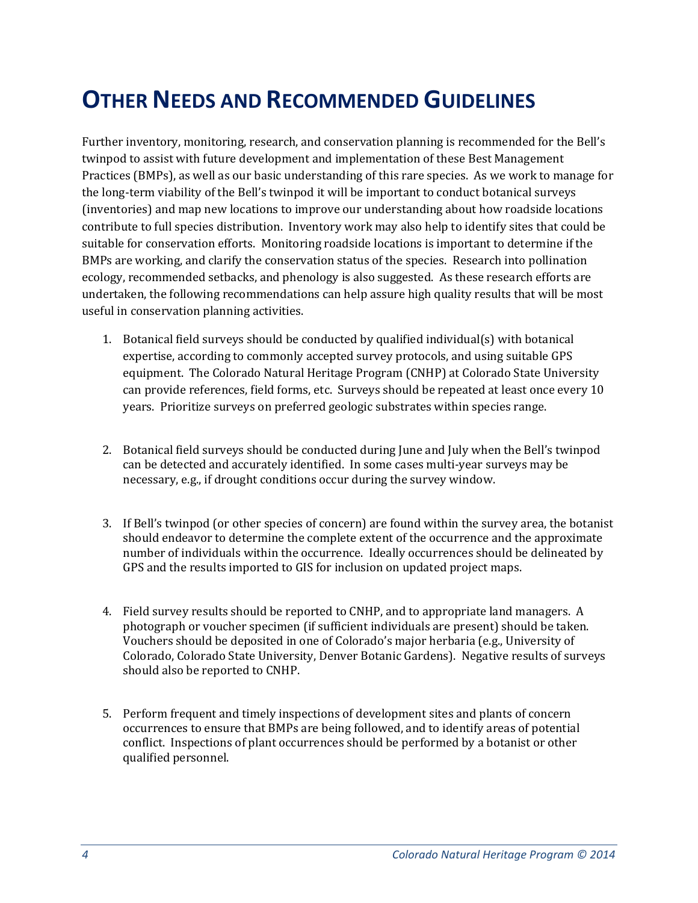# Other Needs and Recommended Guidelines

Further inventory, monitoring, research, and conservation planning is recommended for the Bell's twinpod to assist with future development and implementation of these Best Management Practices (BMPs), as well as our basic understanding of this rare species. As we work to manage for the long-term viability of the Bell's twinpod it will be important to conduct botanical surveys (inventories) and map new locations to improve our understanding about how roadside locations contribute to full species distribution. Inventory work may also help to identify sites that could be suitable for conservation efforts. Monitoring roadside locations is important to determine if the BMPs are working, and clarify the conservation status of the species. Research into pollination ecology, recommended setbacks, and phenology is also suggested. As these research efforts are undertaken, the following recommendations can help assure high quality results that will be most useful in conservation planning activities.

1. Botanical field surveys should be conducted by qualified individual(s) with botanical expertise, according to commonly accepted survey protocols, and using suitable GPS equipment. The Colorado Natural Heritage Program (CNHP) at Colorado State University can provide references, field forms, etc. Surveys should be repeated at least once every 10 years. Prioritize surveys on preferred geologic substrates within species range.

2. Botanical field surveys should be conducted during June and July when the Bell's twinpod can be detected and accurately identified. In some cases multi-year surveys may be necessary, e.g., if drought conditions occur during the survey window.

3. If Bell's twinpod (or other species of concern) are found within the survey area, the botanist should endeavor to determine the complete extent of the occurrence and the approximate number of individuals within the occurrence. Ideally occurrences should be delineated by GPS and the results imported to GIS for inclusion on updated project maps.

4. Field survey results should be reported to CNHP, and to appropriate land managers. A photograph or voucher specimen (if sufficient individuals are present) should be taken. Vouchers should be deposited in one of Colorado's major herbaria (e.g., University of Colorado, Colorado State University, Denver Botanic Gardens). Negative results of surveys should also be reported to CNHP.

5. Perform frequent and timely inspections of development sites and plants of concern occurrences to ensure that BMPs are being followed, and to identify areas of potential conflict. Inspections of plant occurrences should be performed by a botanist or other qualified personnel.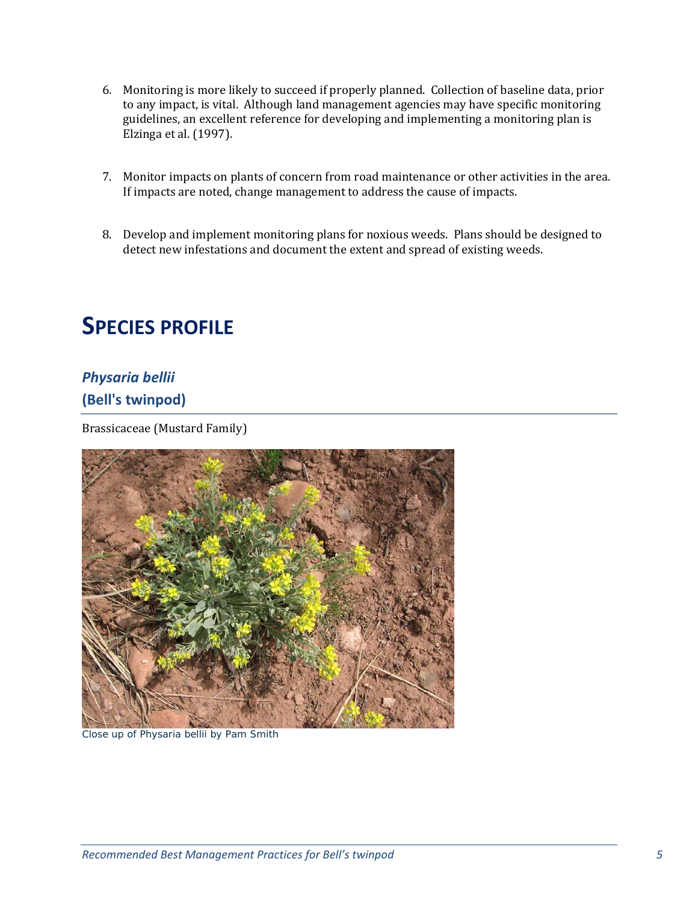6. Monitoring is more likely to succeed if properly planned. Collection of baseline data, prior to any impact, is vital. Although land management agencies may have specific monitoring guidelines, an excellent reference for developing and implementing a monitoring plan is Elzinga et al. (1997).

7. Monitor impacts on plants of concern from road maintenance or other activities in the area. If impacts are noted, change management to address the cause of impacts.

8. Develop and implement monitoring plans for noxious weeds. Plans should be designed to detect new infestations and document the extent and spread of existing weeds.

# SPECIES PROFILE

## *Physaria bellii*

## (Bell's twinpod)

Brassicaceae (Mustard Family)

Close up of Physaria bellii by Pam Smith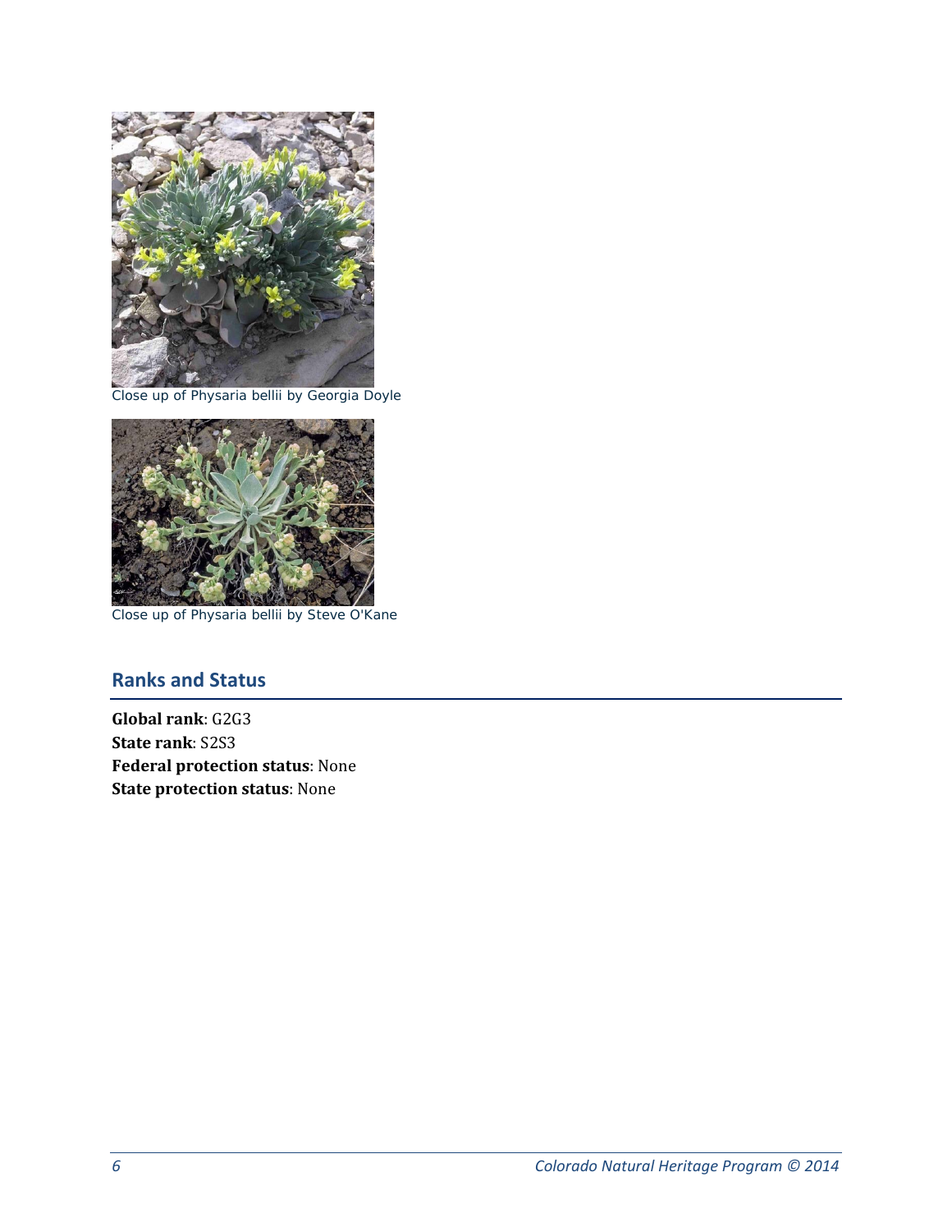Close up of Physaria bellii by Georgia Doyle

Close up of Physaria bellii by Steve O'Kane

## Ranks and Status

**Global rank**: G2G3
**State rank**: S2S3
**Federal protection status**: None
**State protection status**: None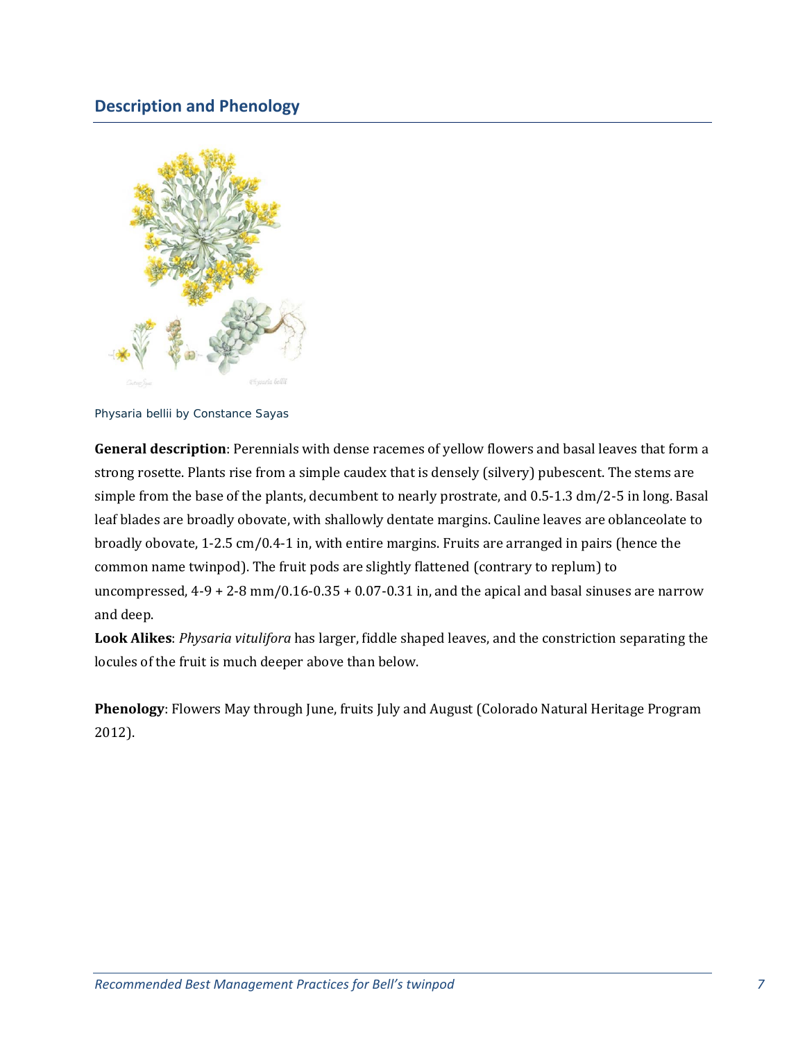## Description and Phenology

Physaria bellii by Constance Sayas

**General description**: Perennials with dense racemes of yellow flowers and basal leaves that form a strong rosette. Plants rise from a simple caudex that is densely (silvery) pubescent. The stems are simple from the base of the plants, decumbent to nearly prostrate, and 0.5-1.3 dm/2-5 in long. Basal leaf blades are broadly obovate, with shallowly dentate margins. Cauline leaves are oblanceolate to broadly obovate, 1-2.5 cm/0.4-1 in, with entire margins. Fruits are arranged in pairs (hence the common name twinpod). The fruit pods are slightly flattened (contrary to replum) to uncompressed, 4-9 + 2-8 mm/0.16-0.35 + 0.07-0.31 in, and the apical and basal sinuses are narrow and deep.

**Look Alikes**: *Physaria vitulifora* has larger, fiddle shaped leaves, and the constriction separating the locules of the fruit is much deeper above than below.

**Phenology**: Flowers May through June, fruits July and August (Colorado Natural Heritage Program 2012).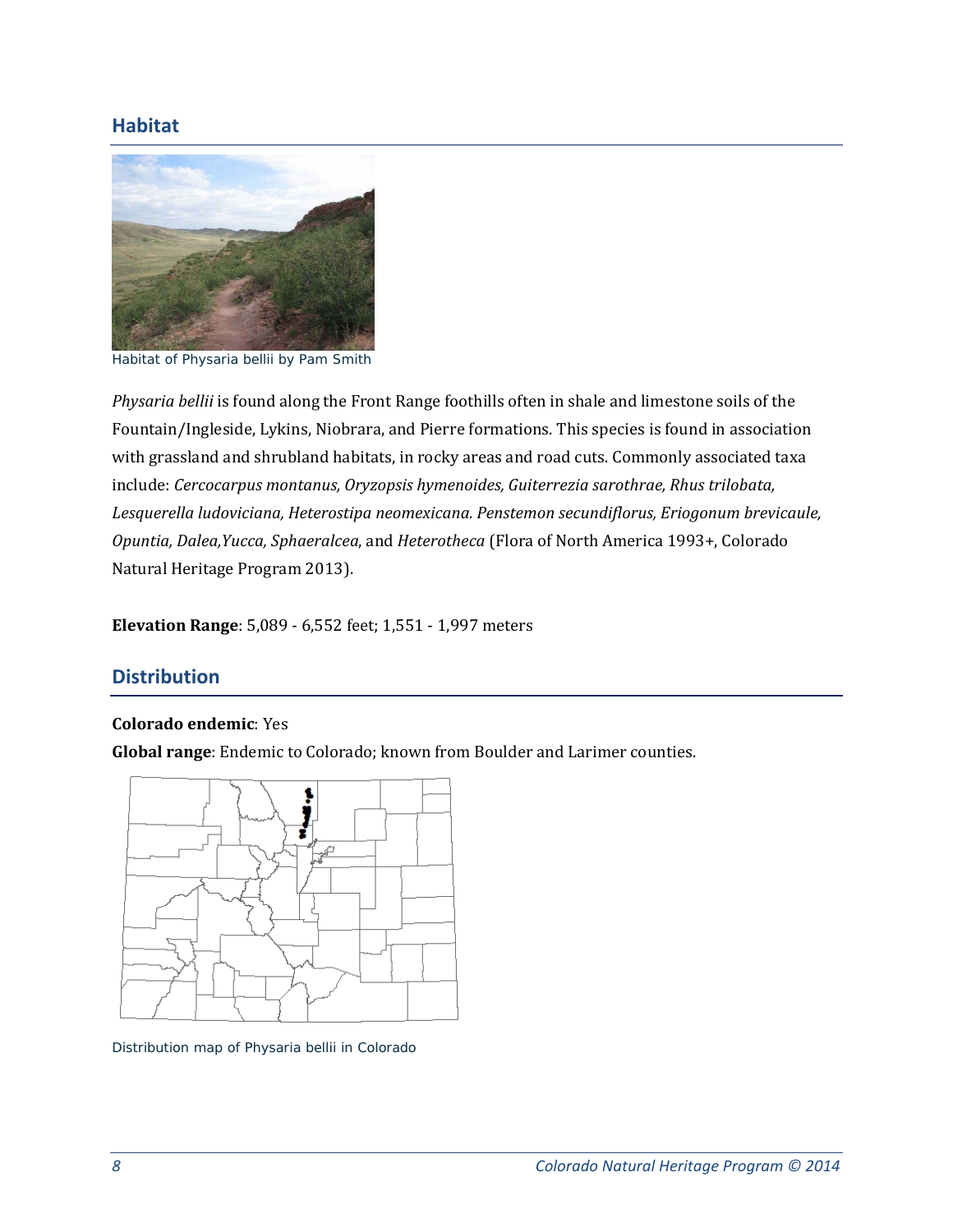## Habitat

Habitat of Physaria bellii by Pam Smith

*Physaria bellii* is found along the Front Range foothills often in shale and limestone soils of the Fountain/Ingleside, Lykins, Niobrara, and Pierre formations. This species is found in association with grassland and shrubland habitats, in rocky areas and road cuts. Commonly associated taxa include: *Cercocarpus montanus, Oryzopsis hymenoides, Guiterrezia sarothrae, Rhus trilobata, Lesquerella ludoviciana, Heterostipa neomexicana. Penstemon secundiflorus, Eriogonum brevicaule, Opuntia, Dalea,Yucca, Sphaeralcea*, and *Heterotheca* (Flora of North America 1993+, Colorado Natural Heritage Program 2013).

**Elevation Range**: 5,089 - 6,552 feet; 1,551 - 1,997 meters

## Distribution

**Colorado endemic**: Yes

**Global range**: Endemic to Colorado; known from Boulder and Larimer counties.

Distribution map of Physaria bellii in Colorado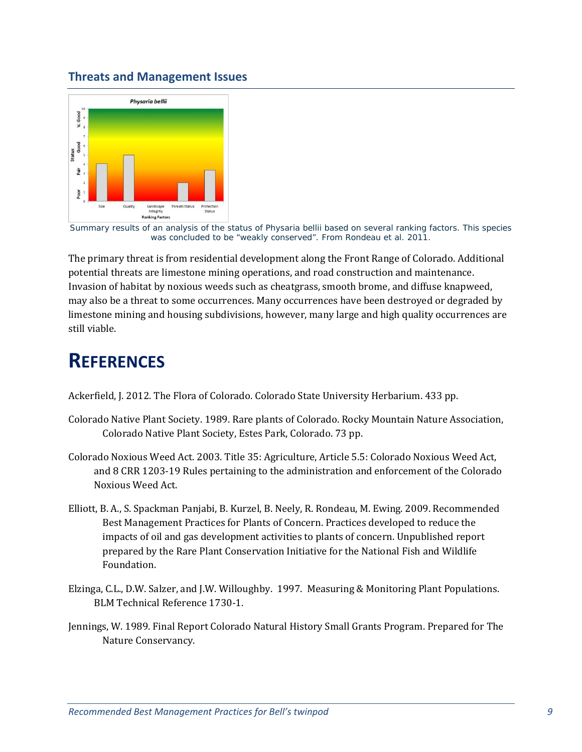## Threats and Management Issues

Summary results of an analysis of the status of Physaria bellii based on several ranking factors. This species was concluded to be "weakly conserved". From Rondeau et al. 2011.

The primary threat is from residential development along the Front Range of Colorado. Additional potential threats are limestone mining operations, and road construction and maintenance. Invasion of habitat by noxious weeds such as cheatgrass, smooth brome, and diffuse knapweed, may also be a threat to some occurrences. Many occurrences have been destroyed or degraded by limestone mining and housing subdivisions, however, many large and high quality occurrences are still viable.

# REFERENCES

Ackerfield, J. 2012. The Flora of Colorado. Colorado State University Herbarium. 433 pp.

Colorado Native Plant Society. 1989. Rare plants of Colorado. Rocky Mountain Nature Association, Colorado Native Plant Society, Estes Park, Colorado. 73 pp.

Colorado Noxious Weed Act. 2003. Title 35: Agriculture, Article 5.5: Colorado Noxious Weed Act, and 8 CRR 1203-19 Rules pertaining to the administration and enforcement of the Colorado Noxious Weed Act.

Elliott, B. A., S. Spackman Panjabi, B. Kurzel, B. Neely, R. Rondeau, M. Ewing. 2009. Recommended Best Management Practices for Plants of Concern. Practices developed to reduce the impacts of oil and gas development activities to plants of concern. Unpublished report prepared by the Rare Plant Conservation Initiative for the National Fish and Wildlife Foundation.

Elzinga, C.L., D.W. Salzer, and J.W. Willoughby. 1997. Measuring & Monitoring Plant Populations. BLM Technical Reference 1730-1.

Jennings, W. 1989. Final Report Colorado Natural History Small Grants Program. Prepared for The Nature Conservancy.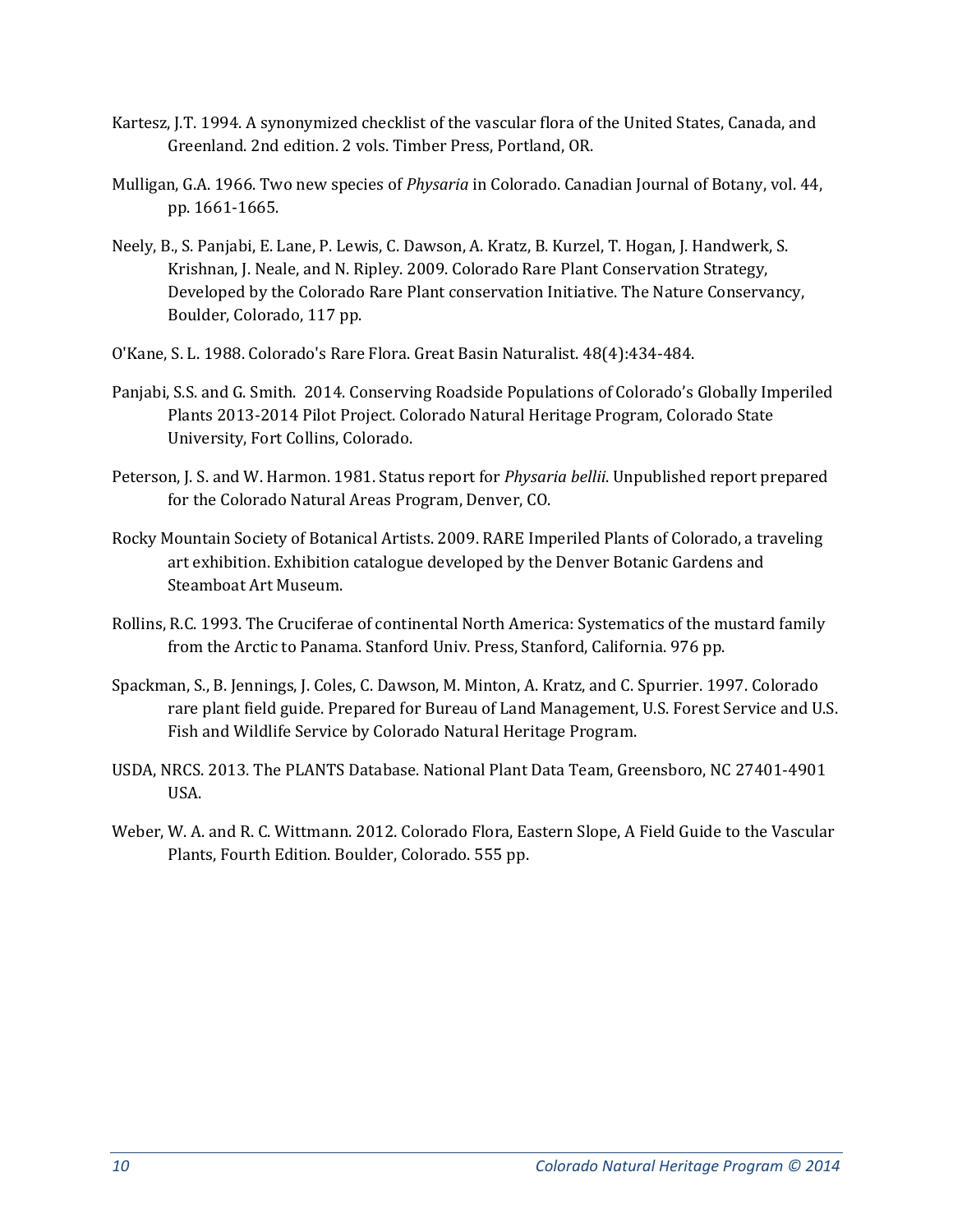Kartesz, J.T. 1994. A synonymized checklist of the vascular flora of the United States, Canada, and Greenland. 2nd edition. 2 vols. Timber Press, Portland, OR.

Mulligan, G.A. 1966. Two new species of *Physaria* in Colorado. Canadian Journal of Botany, vol. 44, pp. 1661-1665.

Neely, B., S. Panjabi, E. Lane, P. Lewis, C. Dawson, A. Kratz, B. Kurzel, T. Hogan, J. Handwerk, S. Krishnan, J. Neale, and N. Ripley. 2009. Colorado Rare Plant Conservation Strategy, Developed by the Colorado Rare Plant conservation Initiative. The Nature Conservancy, Boulder, Colorado, 117 pp.

O'Kane, S. L. 1988. Colorado's Rare Flora. Great Basin Naturalist. 48(4):434-484.

Panjabi, S.S. and G. Smith. 2014. Conserving Roadside Populations of Colorado's Globally Imperiled Plants 2013-2014 Pilot Project. Colorado Natural Heritage Program, Colorado State University, Fort Collins, Colorado.

Peterson, J. S. and W. Harmon. 1981. Status report for *Physaria bellii*. Unpublished report prepared for the Colorado Natural Areas Program, Denver, CO.

Rocky Mountain Society of Botanical Artists. 2009. RARE Imperiled Plants of Colorado, a traveling art exhibition. Exhibition catalogue developed by the Denver Botanic Gardens and Steamboat Art Museum.

Rollins, R.C. 1993. The Cruciferae of continental North America: Systematics of the mustard family from the Arctic to Panama. Stanford Univ. Press, Stanford, California. 976 pp.

Spackman, S., B. Jennings, J. Coles, C. Dawson, M. Minton, A. Kratz, and C. Spurrier. 1997. Colorado rare plant field guide. Prepared for Bureau of Land Management, U.S. Forest Service and U.S. Fish and Wildlife Service by Colorado Natural Heritage Program.

USDA, NRCS. 2013. The PLANTS Database. National Plant Data Team, Greensboro, NC 27401-4901 USA.

Weber, W. A. and R. C. Wittmann. 2012. Colorado Flora, Eastern Slope, A Field Guide to the Vascular Plants, Fourth Edition. Boulder, Colorado. 555 pp.